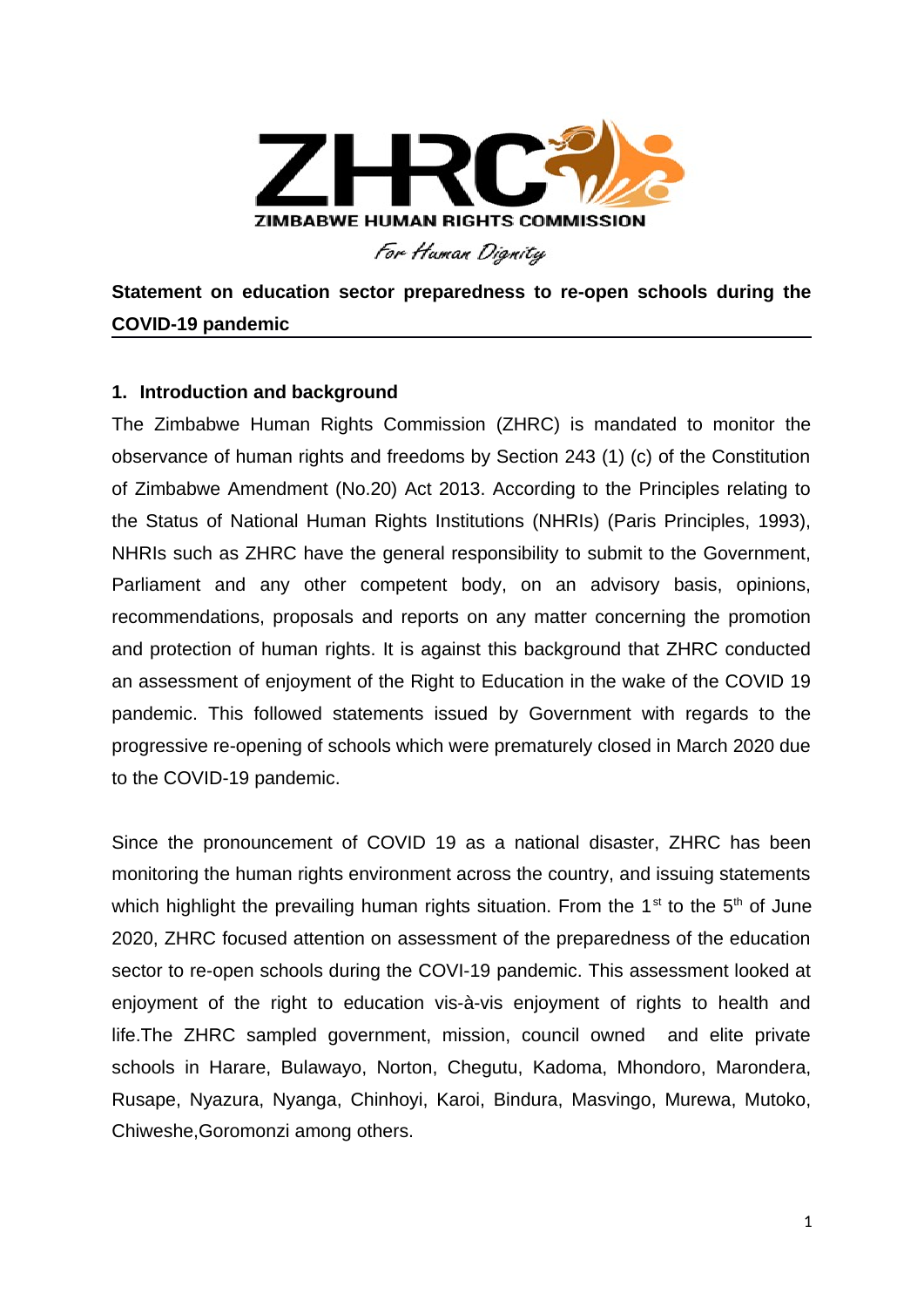ZIMBABWE HUMAN RIGHTS COMMISSION

*For Human Dignity*

**Statement on education sector preparedness to re-open schools during the COVID-19 pandemic**

## 1. Introduction and background

The Zimbabwe Human Rights Commission (ZHRC) is mandated to monitor the observance of human rights and freedoms by Section 243 (1) (c) of the Constitution of Zimbabwe Amendment (No.20) Act 2013. According to the Principles relating to the Status of National Human Rights Institutions (NHRIs) (Paris Principles, 1993), NHRIs such as ZHRC have the general responsibility to submit to the Government, Parliament and any other competent body, on an advisory basis, opinions, recommendations, proposals and reports on any matter concerning the promotion and protection of human rights. It is against this background that ZHRC conducted an assessment of enjoyment of the Right to Education in the wake of the COVID 19 pandemic. This followed statements issued by Government with regards to the progressive re-opening of schools which were prematurely closed in March 2020 due to the COVID-19 pandemic.

Since the pronouncement of COVID 19 as a national disaster, ZHRC has been monitoring the human rights environment across the country, and issuing statements which highlight the prevailing human rights situation. From the 1st to the 5th of June 2020, ZHRC focused attention on assessment of the preparedness of the education sector to re-open schools during the COVI-19 pandemic. This assessment looked at enjoyment of the right to education vis-à-vis enjoyment of rights to health and life.The ZHRC sampled government, mission, council owned and elite private schools in Harare, Bulawayo, Norton, Chegutu, Kadoma, Mhondoro, Marondera, Rusape, Nyazura, Nyanga, Chinhoyi, Karoi, Bindura, Masvingo, Murewa, Mutoko, Chiweshe,Goromonzi among others.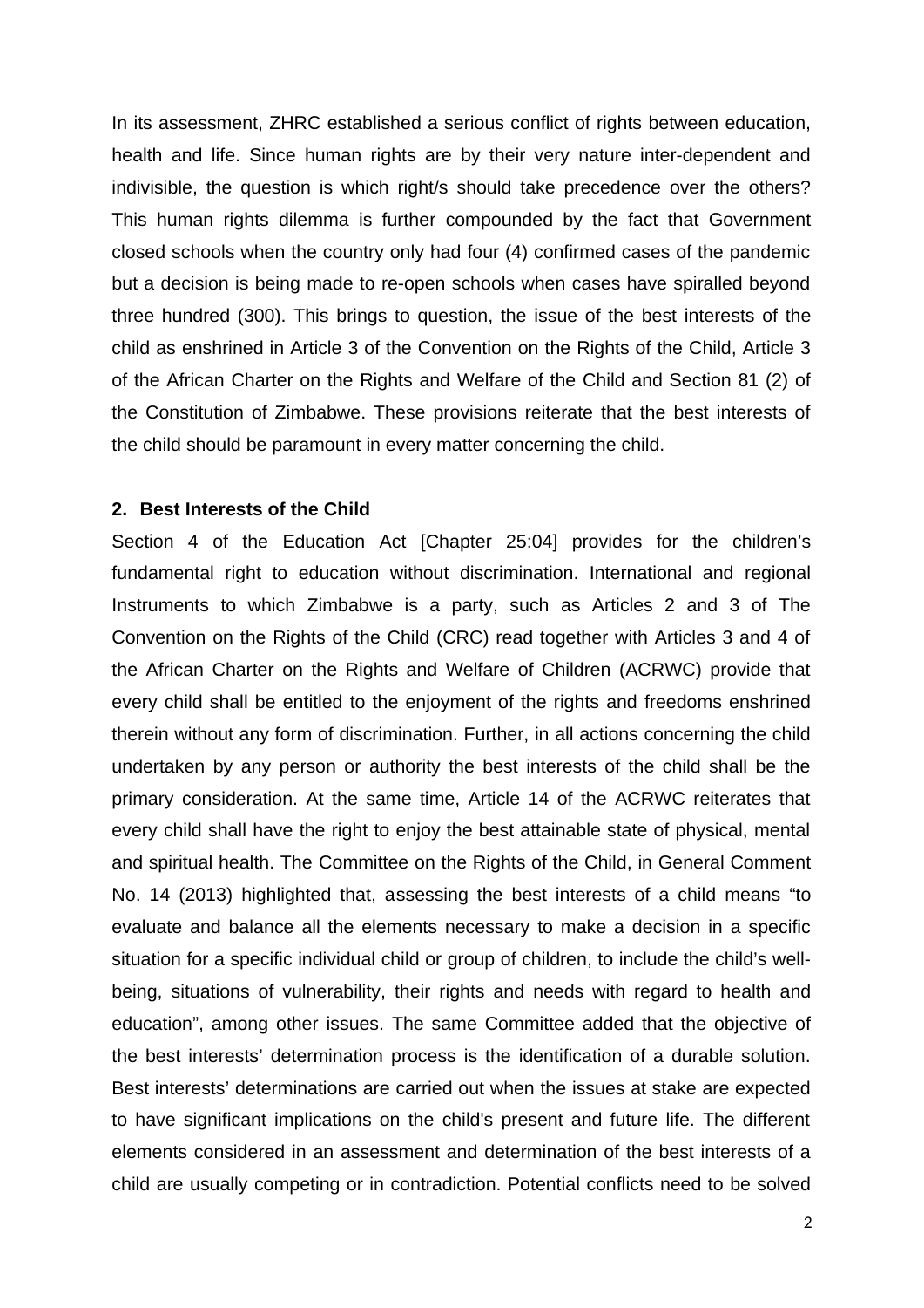In its assessment, ZHRC established a serious conflict of rights between education, health and life. Since human rights are by their very nature inter-dependent and indivisible, the question is which right/s should take precedence over the others? This human rights dilemma is further compounded by the fact that Government closed schools when the country only had four (4) confirmed cases of the pandemic but a decision is being made to re-open schools when cases have spiralled beyond three hundred (300). This brings to question, the issue of the best interests of the child as enshrined in Article 3 of the Convention on the Rights of the Child, Article 3 of the African Charter on the Rights and Welfare of the Child and Section 81 (2) of the Constitution of Zimbabwe. These provisions reiterate that the best interests of the child should be paramount in every matter concerning the child.

## 2. Best Interests of the Child

Section 4 of the Education Act [Chapter 25:04] provides for the children's fundamental right to education without discrimination. International and regional Instruments to which Zimbabwe is a party, such as Articles 2 and 3 of The Convention on the Rights of the Child (CRC) read together with Articles 3 and 4 of the African Charter on the Rights and Welfare of Children (ACRWC) provide that every child shall be entitled to the enjoyment of the rights and freedoms enshrined therein without any form of discrimination. Further, in all actions concerning the child undertaken by any person or authority the best interests of the child shall be the primary consideration. At the same time, Article 14 of the ACRWC reiterates that every child shall have the right to enjoy the best attainable state of physical, mental and spiritual health. The Committee on the Rights of the Child, in General Comment No. 14 (2013) highlighted that, assessing the best interests of a child means "to evaluate and balance all the elements necessary to make a decision in a specific situation for a specific individual child or group of children, to include the child's well-being, situations of vulnerability, their rights and needs with regard to health and education", among other issues. The same Committee added that the objective of the best interests' determination process is the identification of a durable solution. Best interests' determinations are carried out when the issues at stake are expected to have significant implications on the child's present and future life. The different elements considered in an assessment and determination of the best interests of a child are usually competing or in contradiction. Potential conflicts need to be solved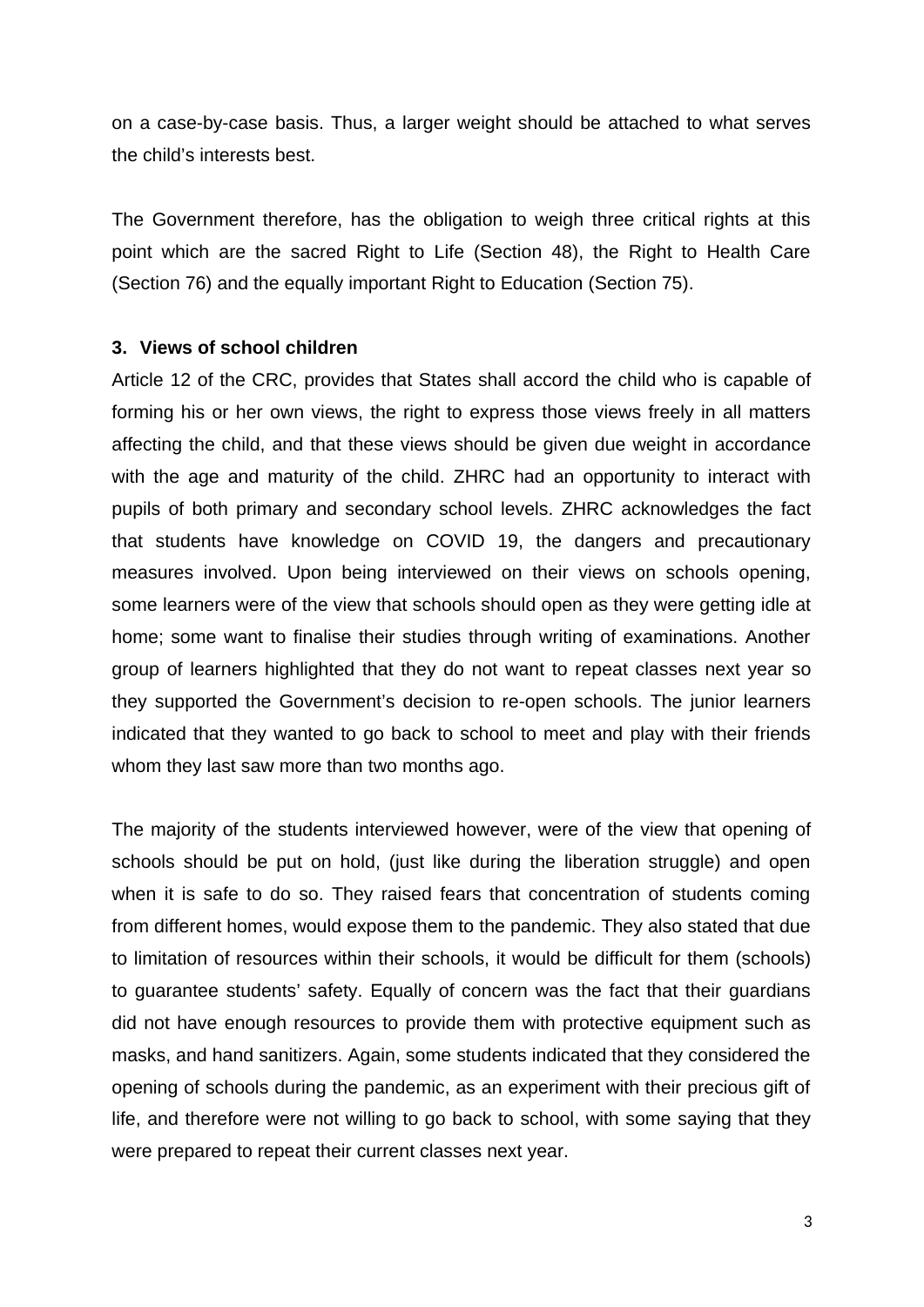on a case-by-case basis. Thus, a larger weight should be attached to what serves the child's interests best.

The Government therefore, has the obligation to weigh three critical rights at this point which are the sacred Right to Life (Section 48), the Right to Health Care (Section 76) and the equally important Right to Education (Section 75).

### 3. Views of school children

Article 12 of the CRC, provides that States shall accord the child who is capable of forming his or her own views, the right to express those views freely in all matters affecting the child, and that these views should be given due weight in accordance with the age and maturity of the child. ZHRC had an opportunity to interact with pupils of both primary and secondary school levels. ZHRC acknowledges the fact that students have knowledge on COVID 19, the dangers and precautionary measures involved. Upon being interviewed on their views on schools opening, some learners were of the view that schools should open as they were getting idle at home; some want to finalise their studies through writing of examinations. Another group of learners highlighted that they do not want to repeat classes next year so they supported the Government's decision to re-open schools. The junior learners indicated that they wanted to go back to school to meet and play with their friends whom they last saw more than two months ago.

The majority of the students interviewed however, were of the view that opening of schools should be put on hold, (just like during the liberation struggle) and open when it is safe to do so. They raised fears that concentration of students coming from different homes, would expose them to the pandemic. They also stated that due to limitation of resources within their schools, it would be difficult for them (schools) to guarantee students' safety. Equally of concern was the fact that their guardians did not have enough resources to provide them with protective equipment such as masks, and hand sanitizers. Again, some students indicated that they considered the opening of schools during the pandemic, as an experiment with their precious gift of life, and therefore were not willing to go back to school, with some saying that they were prepared to repeat their current classes next year.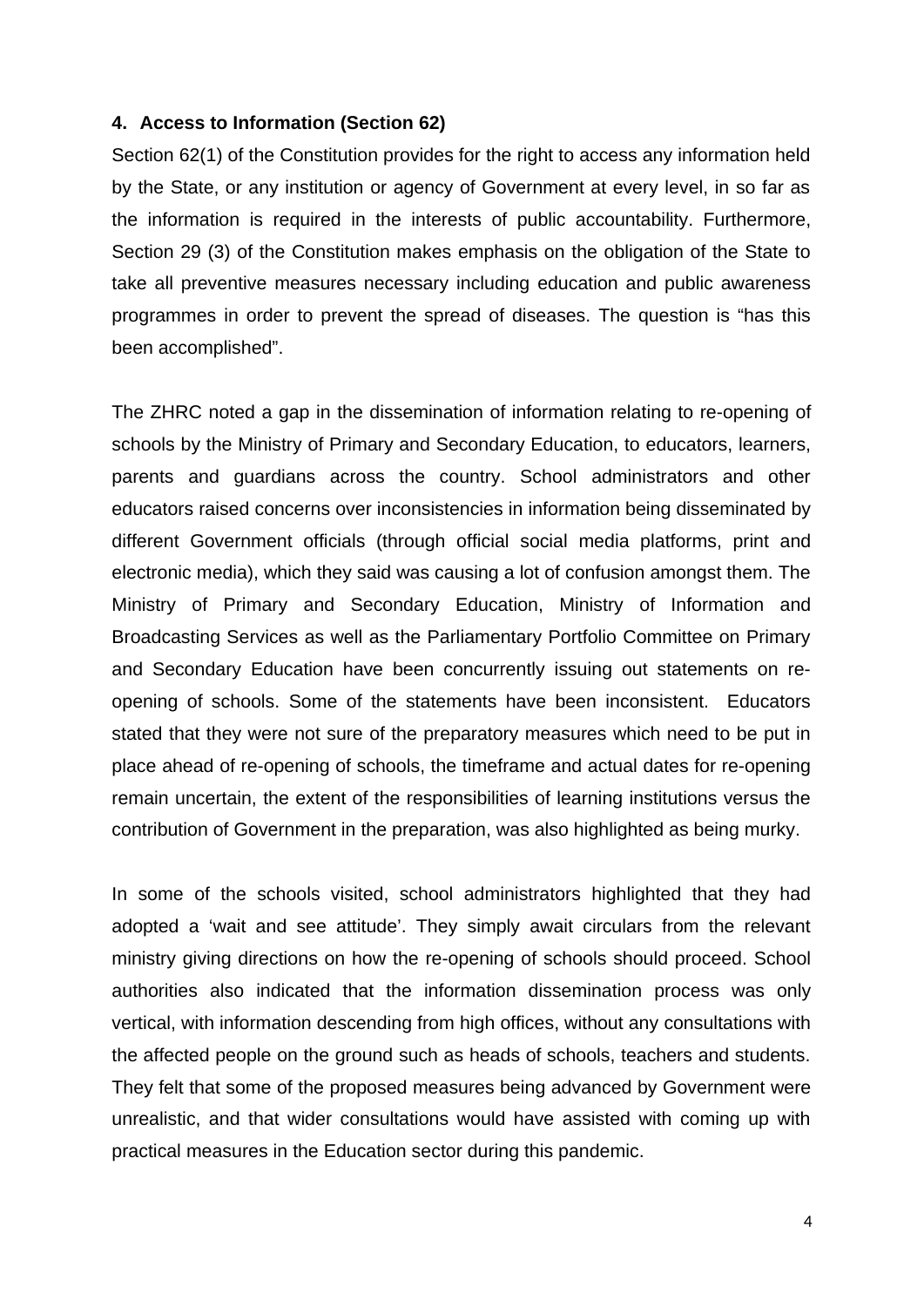## 4. Access to Information (Section 62)

Section 62(1) of the Constitution provides for the right to access any information held by the State, or any institution or agency of Government at every level, in so far as the information is required in the interests of public accountability. Furthermore, Section 29 (3) of the Constitution makes emphasis on the obligation of the State to take all preventive measures necessary including education and public awareness programmes in order to prevent the spread of diseases. The question is "has this been accomplished".

The ZHRC noted a gap in the dissemination of information relating to re-opening of schools by the Ministry of Primary and Secondary Education, to educators, learners, parents and guardians across the country. School administrators and other educators raised concerns over inconsistencies in information being disseminated by different Government officials (through official social media platforms, print and electronic media), which they said was causing a lot of confusion amongst them. The Ministry of Primary and Secondary Education, Ministry of Information and Broadcasting Services as well as the Parliamentary Portfolio Committee on Primary and Secondary Education have been concurrently issuing out statements on re-opening of schools. Some of the statements have been inconsistent. Educators stated that they were not sure of the preparatory measures which need to be put in place ahead of re-opening of schools, the timeframe and actual dates for re-opening remain uncertain, the extent of the responsibilities of learning institutions versus the contribution of Government in the preparation, was also highlighted as being murky.

In some of the schools visited, school administrators highlighted that they had adopted a 'wait and see attitude'. They simply await circulars from the relevant ministry giving directions on how the re-opening of schools should proceed. School authorities also indicated that the information dissemination process was only vertical, with information descending from high offices, without any consultations with the affected people on the ground such as heads of schools, teachers and students. They felt that some of the proposed measures being advanced by Government were unrealistic, and that wider consultations would have assisted with coming up with practical measures in the Education sector during this pandemic.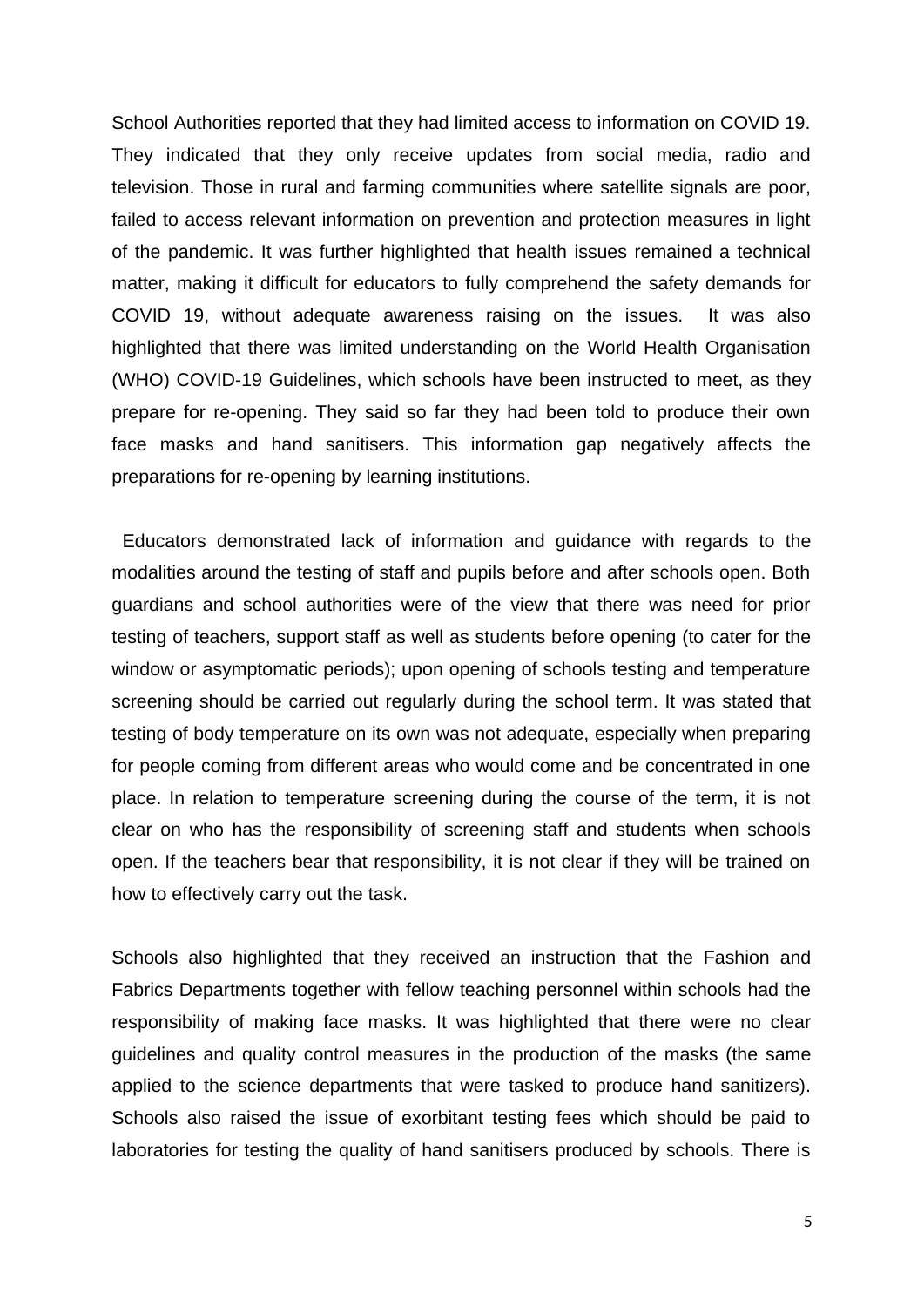School Authorities reported that they had limited access to information on COVID 19. They indicated that they only receive updates from social media, radio and television. Those in rural and farming communities where satellite signals are poor, failed to access relevant information on prevention and protection measures in light of the pandemic. It was further highlighted that health issues remained a technical matter, making it difficult for educators to fully comprehend the safety demands for COVID 19, without adequate awareness raising on the issues. It was also highlighted that there was limited understanding on the World Health Organisation (WHO) COVID-19 Guidelines, which schools have been instructed to meet, as they prepare for re-opening. They said so far they had been told to produce their own face masks and hand sanitisers. This information gap negatively affects the preparations for re-opening by learning institutions.

Educators demonstrated lack of information and guidance with regards to the modalities around the testing of staff and pupils before and after schools open. Both guardians and school authorities were of the view that there was need for prior testing of teachers, support staff as well as students before opening (to cater for the window or asymptomatic periods); upon opening of schools testing and temperature screening should be carried out regularly during the school term. It was stated that testing of body temperature on its own was not adequate, especially when preparing for people coming from different areas who would come and be concentrated in one place. In relation to temperature screening during the course of the term, it is not clear on who has the responsibility of screening staff and students when schools open. If the teachers bear that responsibility, it is not clear if they will be trained on how to effectively carry out the task.

Schools also highlighted that they received an instruction that the Fashion and Fabrics Departments together with fellow teaching personnel within schools had the responsibility of making face masks. It was highlighted that there were no clear guidelines and quality control measures in the production of the masks (the same applied to the science departments that were tasked to produce hand sanitizers). Schools also raised the issue of exorbitant testing fees which should be paid to laboratories for testing the quality of hand sanitisers produced by schools. There is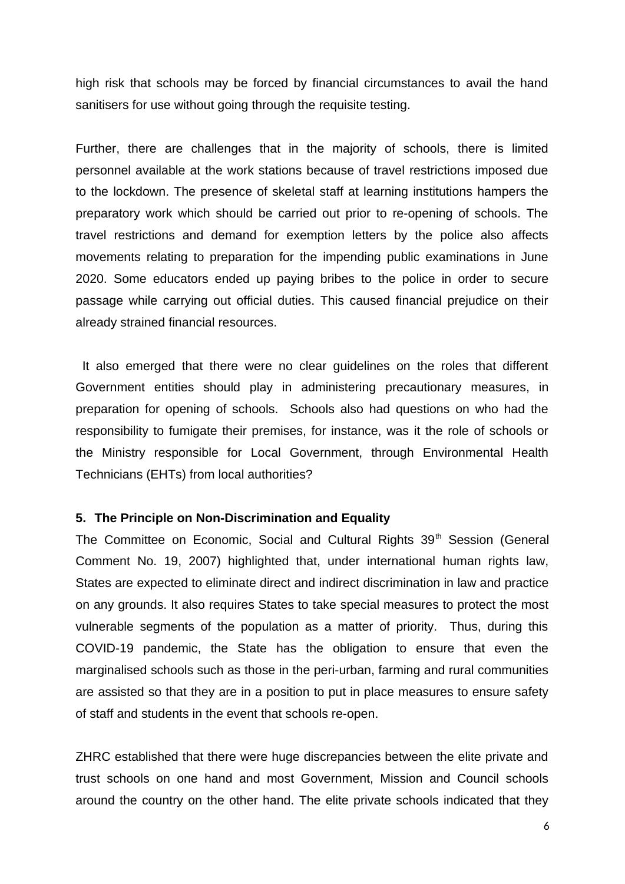high risk that schools may be forced by financial circumstances to avail the hand sanitisers for use without going through the requisite testing.

Further, there are challenges that in the majority of schools, there is limited personnel available at the work stations because of travel restrictions imposed due to the lockdown. The presence of skeletal staff at learning institutions hampers the preparatory work which should be carried out prior to re-opening of schools. The travel restrictions and demand for exemption letters by the police also affects movements relating to preparation for the impending public examinations in June 2020. Some educators ended up paying bribes to the police in order to secure passage while carrying out official duties. This caused financial prejudice on their already strained financial resources.

It also emerged that there were no clear guidelines on the roles that different Government entities should play in administering precautionary measures, in preparation for opening of schools. Schools also had questions on who had the responsibility to fumigate their premises, for instance, was it the role of schools or the Ministry responsible for Local Government, through Environmental Health Technicians (EHTs) from local authorities?

### 5. The Principle on Non-Discrimination and Equality

The Committee on Economic, Social and Cultural Rights 39th Session (General Comment No. 19, 2007) highlighted that, under international human rights law, States are expected to eliminate direct and indirect discrimination in law and practice on any grounds. It also requires States to take special measures to protect the most vulnerable segments of the population as a matter of priority. Thus, during this COVID-19 pandemic, the State has the obligation to ensure that even the marginalised schools such as those in the peri-urban, farming and rural communities are assisted so that they are in a position to put in place measures to ensure safety of staff and students in the event that schools re-open.

ZHRC established that there were huge discrepancies between the elite private and trust schools on one hand and most Government, Mission and Council schools around the country on the other hand. The elite private schools indicated that they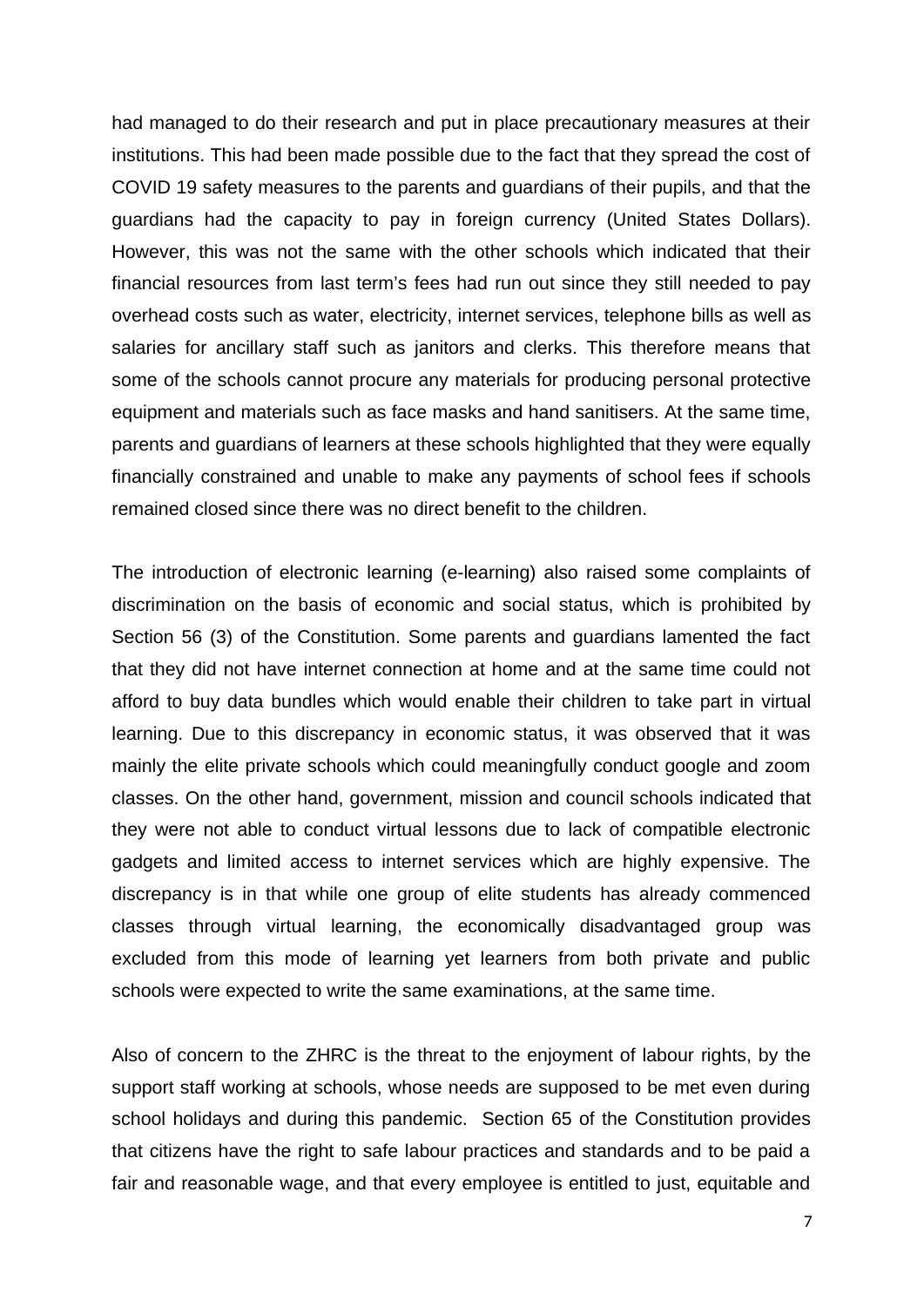had managed to do their research and put in place precautionary measures at their institutions. This had been made possible due to the fact that they spread the cost of COVID 19 safety measures to the parents and guardians of their pupils, and that the guardians had the capacity to pay in foreign currency (United States Dollars). However, this was not the same with the other schools which indicated that their financial resources from last term's fees had run out since they still needed to pay overhead costs such as water, electricity, internet services, telephone bills as well as salaries for ancillary staff such as janitors and clerks. This therefore means that some of the schools cannot procure any materials for producing personal protective equipment and materials such as face masks and hand sanitisers. At the same time, parents and guardians of learners at these schools highlighted that they were equally financially constrained and unable to make any payments of school fees if schools remained closed since there was no direct benefit to the children.

The introduction of electronic learning (e-learning) also raised some complaints of discrimination on the basis of economic and social status, which is prohibited by Section 56 (3) of the Constitution. Some parents and guardians lamented the fact that they did not have internet connection at home and at the same time could not afford to buy data bundles which would enable their children to take part in virtual learning. Due to this discrepancy in economic status, it was observed that it was mainly the elite private schools which could meaningfully conduct google and zoom classes. On the other hand, government, mission and council schools indicated that they were not able to conduct virtual lessons due to lack of compatible electronic gadgets and limited access to internet services which are highly expensive. The discrepancy is in that while one group of elite students has already commenced classes through virtual learning, the economically disadvantaged group was excluded from this mode of learning yet learners from both private and public schools were expected to write the same examinations, at the same time.

Also of concern to the ZHRC is the threat to the enjoyment of labour rights, by the support staff working at schools, whose needs are supposed to be met even during school holidays and during this pandemic. Section 65 of the Constitution provides that citizens have the right to safe labour practices and standards and to be paid a fair and reasonable wage, and that every employee is entitled to just, equitable and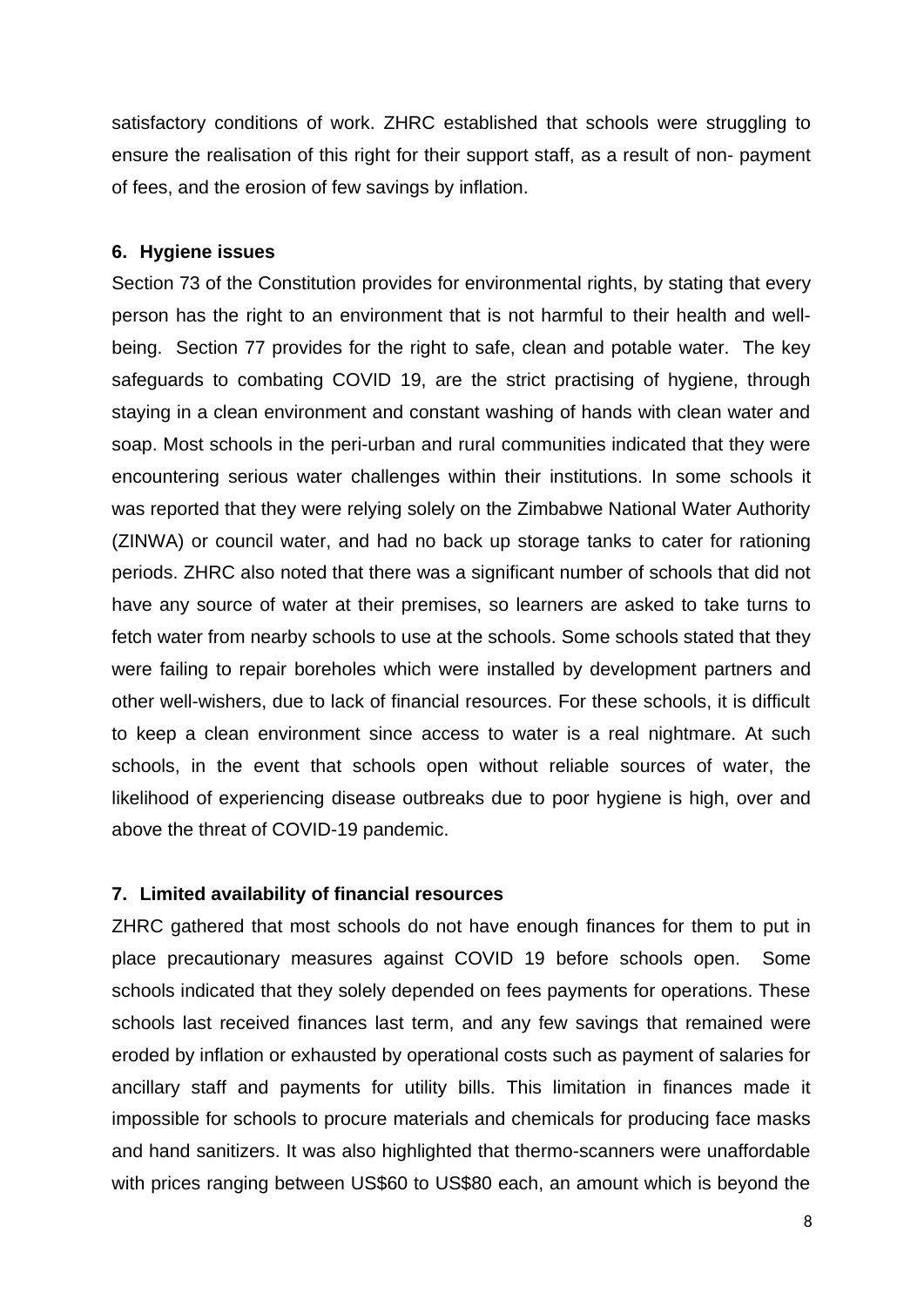satisfactory conditions of work. ZHRC established that schools were struggling to ensure the realisation of this right for their support staff, as a result of non- payment of fees, and the erosion of few savings by inflation.

## 6. Hygiene issues

Section 73 of the Constitution provides for environmental rights, by stating that every person has the right to an environment that is not harmful to their health and well-being. Section 77 provides for the right to safe, clean and potable water. The key safeguards to combating COVID 19, are the strict practising of hygiene, through staying in a clean environment and constant washing of hands with clean water and soap. Most schools in the peri-urban and rural communities indicated that they were encountering serious water challenges within their institutions. In some schools it was reported that they were relying solely on the Zimbabwe National Water Authority (ZINWA) or council water, and had no back up storage tanks to cater for rationing periods. ZHRC also noted that there was a significant number of schools that did not have any source of water at their premises, so learners are asked to take turns to fetch water from nearby schools to use at the schools. Some schools stated that they were failing to repair boreholes which were installed by development partners and other well-wishers, due to lack of financial resources. For these schools, it is difficult to keep a clean environment since access to water is a real nightmare. At such schools, in the event that schools open without reliable sources of water, the likelihood of experiencing disease outbreaks due to poor hygiene is high, over and above the threat of COVID-19 pandemic.

## 7. Limited availability of financial resources

ZHRC gathered that most schools do not have enough finances for them to put in place precautionary measures against COVID 19 before schools open. Some schools indicated that they solely depended on fees payments for operations. These schools last received finances last term, and any few savings that remained were eroded by inflation or exhausted by operational costs such as payment of salaries for ancillary staff and payments for utility bills. This limitation in finances made it impossible for schools to procure materials and chemicals for producing face masks and hand sanitizers. It was also highlighted that thermo-scanners were unaffordable with prices ranging between US$60 to US$80 each, an amount which is beyond the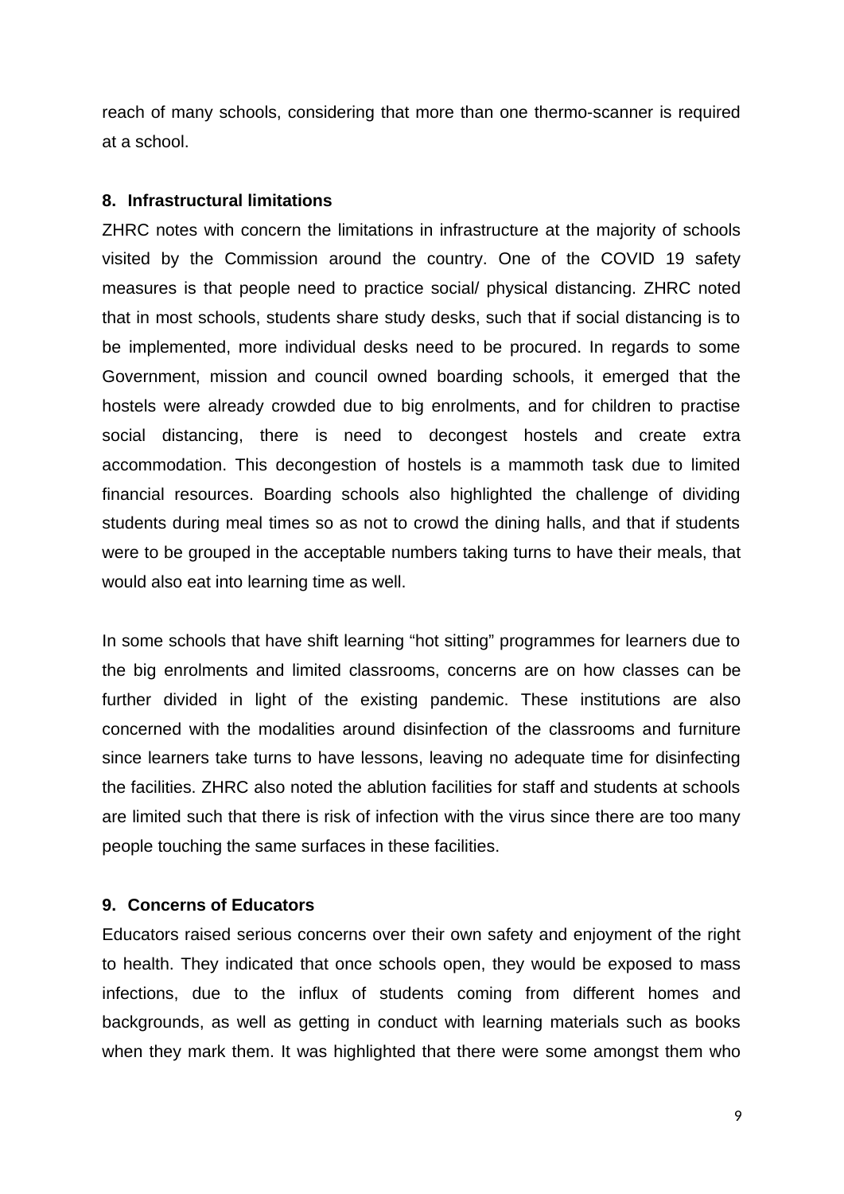reach of many schools, considering that more than one thermo-scanner is required at a school.

### 8. Infrastructural limitations

ZHRC notes with concern the limitations in infrastructure at the majority of schools visited by the Commission around the country. One of the COVID 19 safety measures is that people need to practice social/ physical distancing. ZHRC noted that in most schools, students share study desks, such that if social distancing is to be implemented, more individual desks need to be procured. In regards to some Government, mission and council owned boarding schools, it emerged that the hostels were already crowded due to big enrolments, and for children to practise social distancing, there is need to decongest hostels and create extra accommodation. This decongestion of hostels is a mammoth task due to limited financial resources. Boarding schools also highlighted the challenge of dividing students during meal times so as not to crowd the dining halls, and that if students were to be grouped in the acceptable numbers taking turns to have their meals, that would also eat into learning time as well.

In some schools that have shift learning “hot sitting” programmes for learners due to the big enrolments and limited classrooms, concerns are on how classes can be further divided in light of the existing pandemic. These institutions are also concerned with the modalities around disinfection of the classrooms and furniture since learners take turns to have lessons, leaving no adequate time for disinfecting the facilities. ZHRC also noted the ablution facilities for staff and students at schools are limited such that there is risk of infection with the virus since there are too many people touching the same surfaces in these facilities.

### 9. Concerns of Educators

Educators raised serious concerns over their own safety and enjoyment of the right to health. They indicated that once schools open, they would be exposed to mass infections, due to the influx of students coming from different homes and backgrounds, as well as getting in conduct with learning materials such as books when they mark them. It was highlighted that there were some amongst them who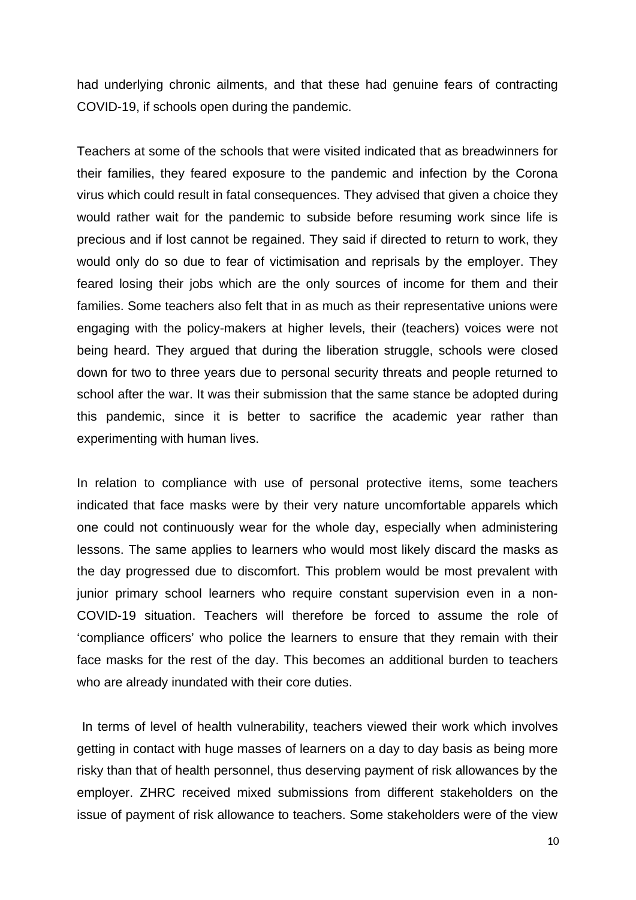had underlying chronic ailments, and that these had genuine fears of contracting COVID-19, if schools open during the pandemic.

Teachers at some of the schools that were visited indicated that as breadwinners for their families, they feared exposure to the pandemic and infection by the Corona virus which could result in fatal consequences. They advised that given a choice they would rather wait for the pandemic to subside before resuming work since life is precious and if lost cannot be regained. They said if directed to return to work, they would only do so due to fear of victimisation and reprisals by the employer. They feared losing their jobs which are the only sources of income for them and their families. Some teachers also felt that in as much as their representative unions were engaging with the policy-makers at higher levels, their (teachers) voices were not being heard. They argued that during the liberation struggle, schools were closed down for two to three years due to personal security threats and people returned to school after the war. It was their submission that the same stance be adopted during this pandemic, since it is better to sacrifice the academic year rather than experimenting with human lives.

In relation to compliance with use of personal protective items, some teachers indicated that face masks were by their very nature uncomfortable apparels which one could not continuously wear for the whole day, especially when administering lessons. The same applies to learners who would most likely discard the masks as the day progressed due to discomfort. This problem would be most prevalent with junior primary school learners who require constant supervision even in a non-COVID-19 situation. Teachers will therefore be forced to assume the role of 'compliance officers' who police the learners to ensure that they remain with their face masks for the rest of the day. This becomes an additional burden to teachers who are already inundated with their core duties.

In terms of level of health vulnerability, teachers viewed their work which involves getting in contact with huge masses of learners on a day to day basis as being more risky than that of health personnel, thus deserving payment of risk allowances by the employer. ZHRC received mixed submissions from different stakeholders on the issue of payment of risk allowance to teachers. Some stakeholders were of the view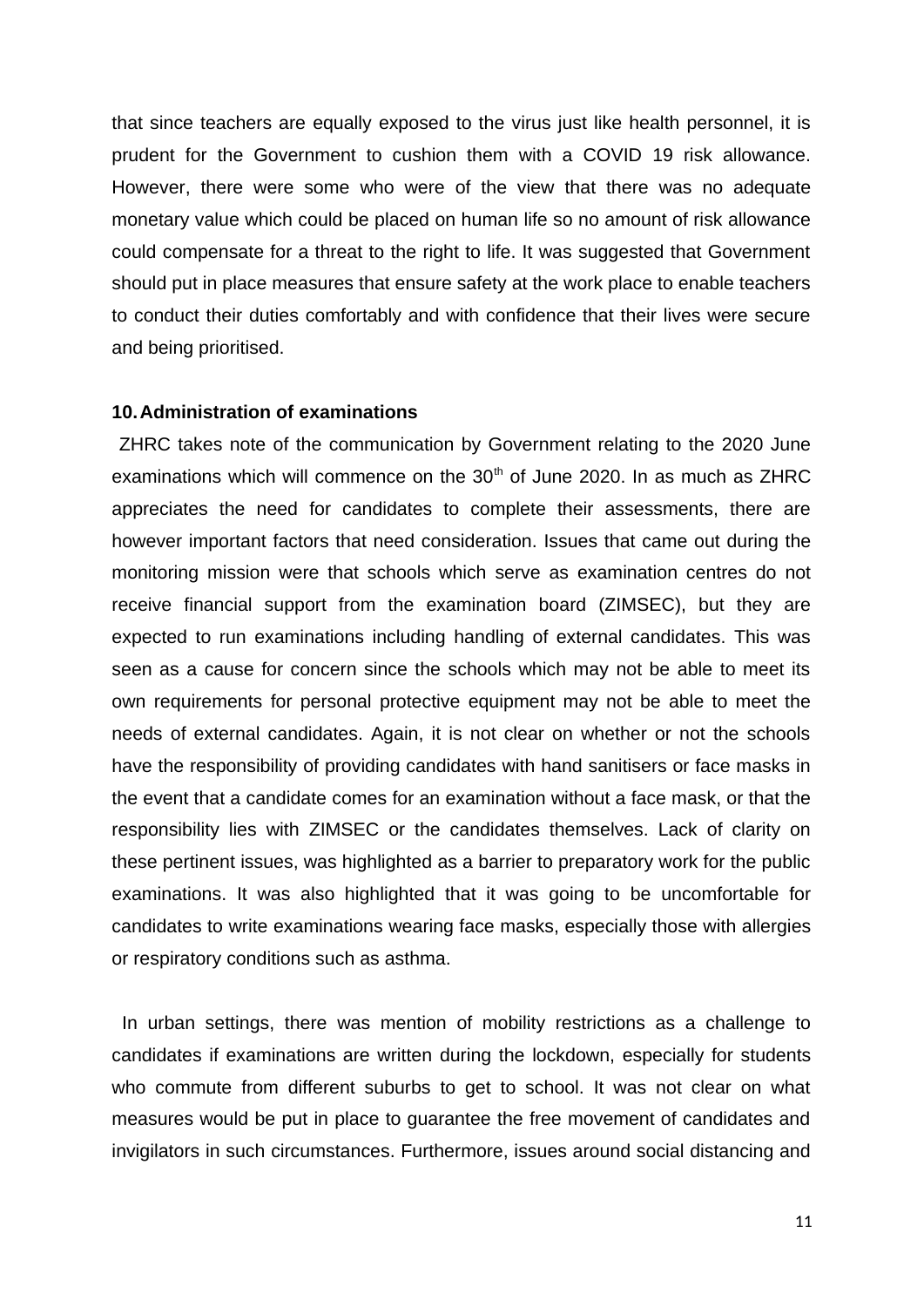that since teachers are equally exposed to the virus just like health personnel, it is prudent for the Government to cushion them with a COVID 19 risk allowance. However, there were some who were of the view that there was no adequate monetary value which could be placed on human life so no amount of risk allowance could compensate for a threat to the right to life. It was suggested that Government should put in place measures that ensure safety at the work place to enable teachers to conduct their duties comfortably and with confidence that their lives were secure and being prioritised.

**10. Administration of examinations**

ZHRC takes note of the communication by Government relating to the 2020 June examinations which will commence on the 30th of June 2020. In as much as ZHRC appreciates the need for candidates to complete their assessments, there are however important factors that need consideration. Issues that came out during the monitoring mission were that schools which serve as examination centres do not receive financial support from the examination board (ZIMSEC), but they are expected to run examinations including handling of external candidates. This was seen as a cause for concern since the schools which may not be able to meet its own requirements for personal protective equipment may not be able to meet the needs of external candidates. Again, it is not clear on whether or not the schools have the responsibility of providing candidates with hand sanitisers or face masks in the event that a candidate comes for an examination without a face mask, or that the responsibility lies with ZIMSEC or the candidates themselves. Lack of clarity on these pertinent issues, was highlighted as a barrier to preparatory work for the public examinations. It was also highlighted that it was going to be uncomfortable for candidates to write examinations wearing face masks, especially those with allergies or respiratory conditions such as asthma.

In urban settings, there was mention of mobility restrictions as a challenge to candidates if examinations are written during the lockdown, especially for students who commute from different suburbs to get to school. It was not clear on what measures would be put in place to guarantee the free movement of candidates and invigilators in such circumstances. Furthermore, issues around social distancing and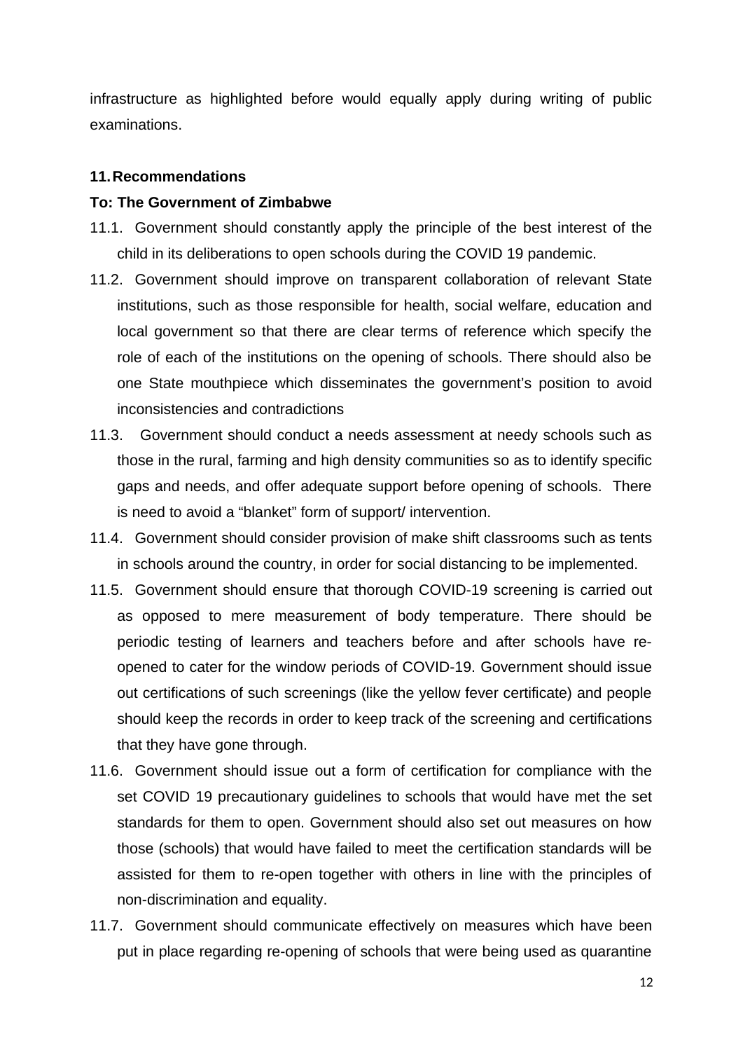infrastructure as highlighted before would equally apply during writing of public examinations.

## 11. Recommendations

**To: The Government of Zimbabwe**

11.1. Government should constantly apply the principle of the best interest of the child in its deliberations to open schools during the COVID 19 pandemic.

11.2. Government should improve on transparent collaboration of relevant State institutions, such as those responsible for health, social welfare, education and local government so that there are clear terms of reference which specify the role of each of the institutions on the opening of schools. There should also be one State mouthpiece which disseminates the government's position to avoid inconsistencies and contradictions

11.3. Government should conduct a needs assessment at needy schools such as those in the rural, farming and high density communities so as to identify specific gaps and needs, and offer adequate support before opening of schools. There is need to avoid a "blanket" form of support/ intervention.

11.4. Government should consider provision of make shift classrooms such as tents in schools around the country, in order for social distancing to be implemented.

11.5. Government should ensure that thorough COVID-19 screening is carried out as opposed to mere measurement of body temperature. There should be periodic testing of learners and teachers before and after schools have re-opened to cater for the window periods of COVID-19. Government should issue out certifications of such screenings (like the yellow fever certificate) and people should keep the records in order to keep track of the screening and certifications that they have gone through.

11.6. Government should issue out a form of certification for compliance with the set COVID 19 precautionary guidelines to schools that would have met the set standards for them to open. Government should also set out measures on how those (schools) that would have failed to meet the certification standards will be assisted for them to re-open together with others in line with the principles of non-discrimination and equality.

11.7. Government should communicate effectively on measures which have been put in place regarding re-opening of schools that were being used as quarantine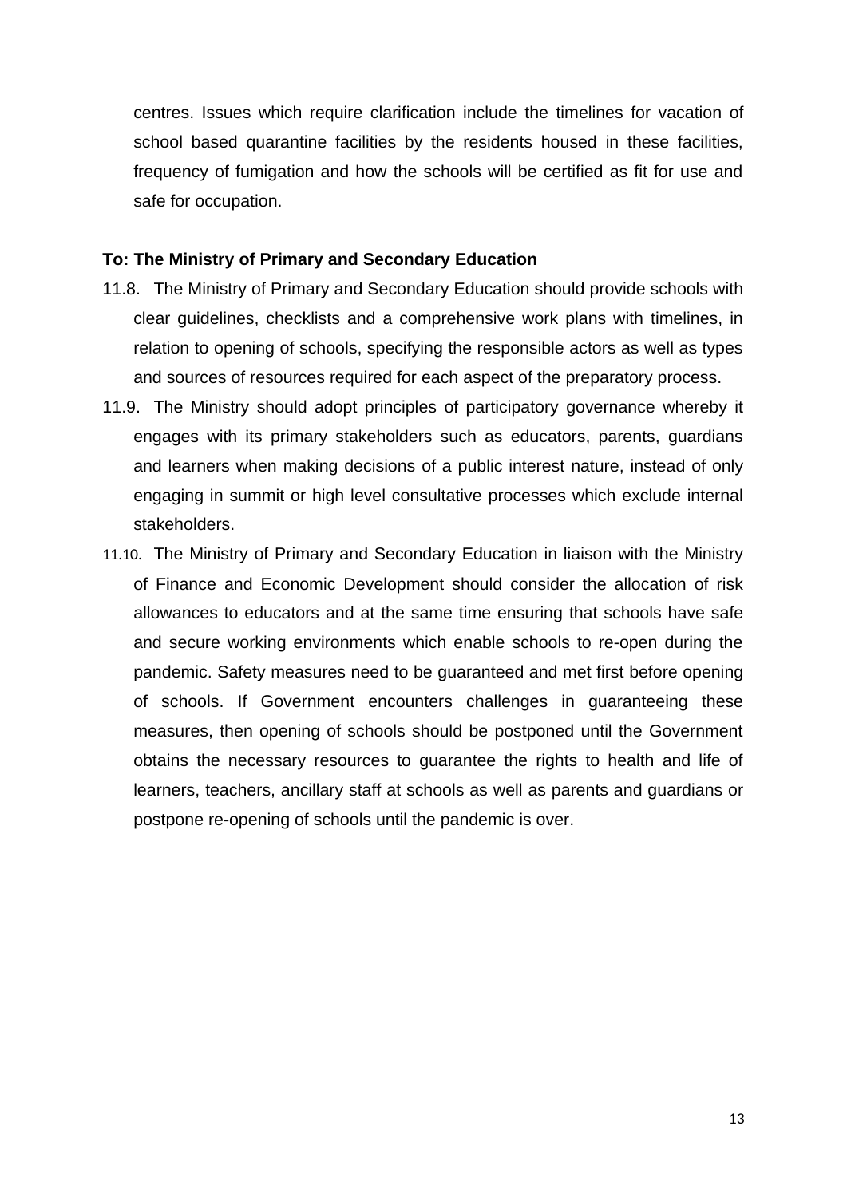centres. Issues which require clarification include the timelines for vacation of school based quarantine facilities by the residents housed in these facilities, frequency of fumigation and how the schools will be certified as fit for use and safe for occupation.

**To: The Ministry of Primary and Secondary Education**

11.8. The Ministry of Primary and Secondary Education should provide schools with clear guidelines, checklists and a comprehensive work plans with timelines, in relation to opening of schools, specifying the responsible actors as well as types and sources of resources required for each aspect of the preparatory process.

11.9. The Ministry should adopt principles of participatory governance whereby it engages with its primary stakeholders such as educators, parents, guardians and learners when making decisions of a public interest nature, instead of only engaging in summit or high level consultative processes which exclude internal stakeholders.

11.10. The Ministry of Primary and Secondary Education in liaison with the Ministry of Finance and Economic Development should consider the allocation of risk allowances to educators and at the same time ensuring that schools have safe and secure working environments which enable schools to re-open during the pandemic. Safety measures need to be guaranteed and met first before opening of schools. If Government encounters challenges in guaranteeing these measures, then opening of schools should be postponed until the Government obtains the necessary resources to guarantee the rights to health and life of learners, teachers, ancillary staff at schools as well as parents and guardians or postpone re-opening of schools until the pandemic is over.